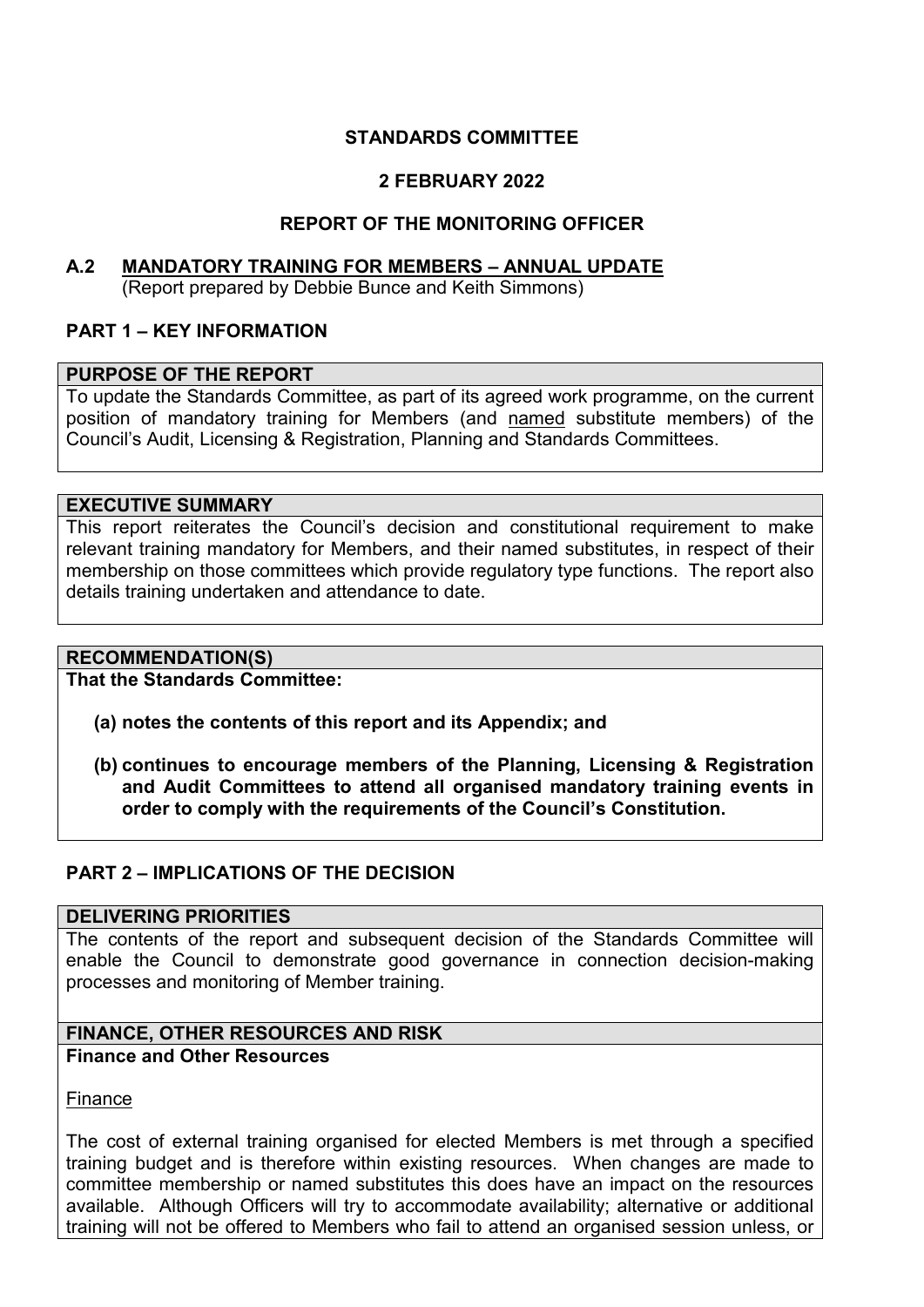**STANDARDS COMMITTEE**

**2 FEBRUARY 2022**

**REPORT OF THE MONITORING OFFICER**

## A.2 MANDATORY TRAINING FOR MEMBERS – ANNUAL UPDATE

(Report prepared by Debbie Bunce and Keith Simmons)

## PART 1 – KEY INFORMATION

### PURPOSE OF THE REPORT

To update the Standards Committee, as part of its agreed work programme, on the current position of mandatory training for Members (and named substitute members) of the Council's Audit, Licensing & Registration, Planning and Standards Committees.

### EXECUTIVE SUMMARY

This report reiterates the Council's decision and constitutional requirement to make relevant training mandatory for Members, and their named substitutes, in respect of their membership on those committees which provide regulatory type functions. The report also details training undertaken and attendance to date.

### RECOMMENDATION(S)

**That the Standards Committee:**

**(a) notes the contents of this report and its Appendix; and**

**(b) continues to encourage members of the Planning, Licensing & Registration and Audit Committees to attend all organised mandatory training events in order to comply with the requirements of the Council's Constitution.**

## PART 2 – IMPLICATIONS OF THE DECISION

### DELIVERING PRIORITIES

The contents of the report and subsequent decision of the Standards Committee will enable the Council to demonstrate good governance in connection decision-making processes and monitoring of Member training.

### FINANCE, OTHER RESOURCES AND RISK

**Finance and Other Resources**

Finance

The cost of external training organised for elected Members is met through a specified training budget and is therefore within existing resources. When changes are made to committee membership or named substitutes this does have an impact on the resources available. Although Officers will try to accommodate availability; alternative or additional training will not be offered to Members who fail to attend an organised session unless, or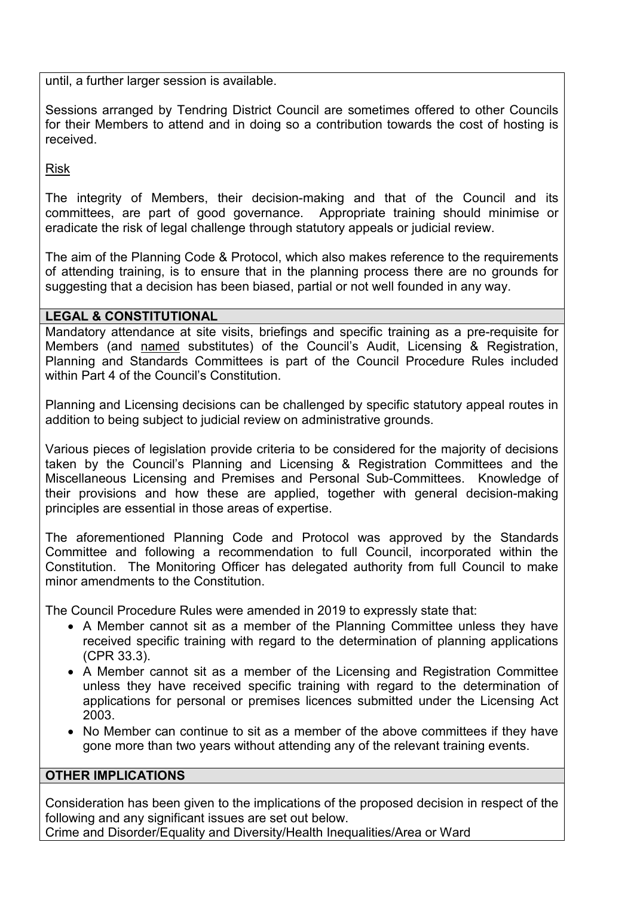until, a further larger session is available.

Sessions arranged by Tendring District Council are sometimes offered to other Councils for their Members to attend and in doing so a contribution towards the cost of hosting is received.

Risk

The integrity of Members, their decision-making and that of the Council and its committees, are part of good governance. Appropriate training should minimise or eradicate the risk of legal challenge through statutory appeals or judicial review.

The aim of the Planning Code & Protocol, which also makes reference to the requirements of attending training, is to ensure that in the planning process there are no grounds for suggesting that a decision has been biased, partial or not well founded in any way.

**LEGAL & CONSTITUTIONAL**

Mandatory attendance at site visits, briefings and specific training as a pre-requisite for Members (and named substitutes) of the Council's Audit, Licensing & Registration, Planning and Standards Committees is part of the Council Procedure Rules included within Part 4 of the Council's Constitution.

Planning and Licensing decisions can be challenged by specific statutory appeal routes in addition to being subject to judicial review on administrative grounds.

Various pieces of legislation provide criteria to be considered for the majority of decisions taken by the Council's Planning and Licensing & Registration Committees and the Miscellaneous Licensing and Premises and Personal Sub-Committees. Knowledge of their provisions and how these are applied, together with general decision-making principles are essential in those areas of expertise.

The aforementioned Planning Code and Protocol was approved by the Standards Committee and following a recommendation to full Council, incorporated within the Constitution. The Monitoring Officer has delegated authority from full Council to make minor amendments to the Constitution.

The Council Procedure Rules were amended in 2019 to expressly state that:

- A Member cannot sit as a member of the Planning Committee unless they have received specific training with regard to the determination of planning applications (CPR 33.3).
- A Member cannot sit as a member of the Licensing and Registration Committee unless they have received specific training with regard to the determination of applications for personal or premises licences submitted under the Licensing Act 2003.
- No Member can continue to sit as a member of the above committees if they have gone more than two years without attending any of the relevant training events.

**OTHER IMPLICATIONS**

Consideration has been given to the implications of the proposed decision in respect of the following and any significant issues are set out below.
Crime and Disorder/Equality and Diversity/Health Inequalities/Area or Ward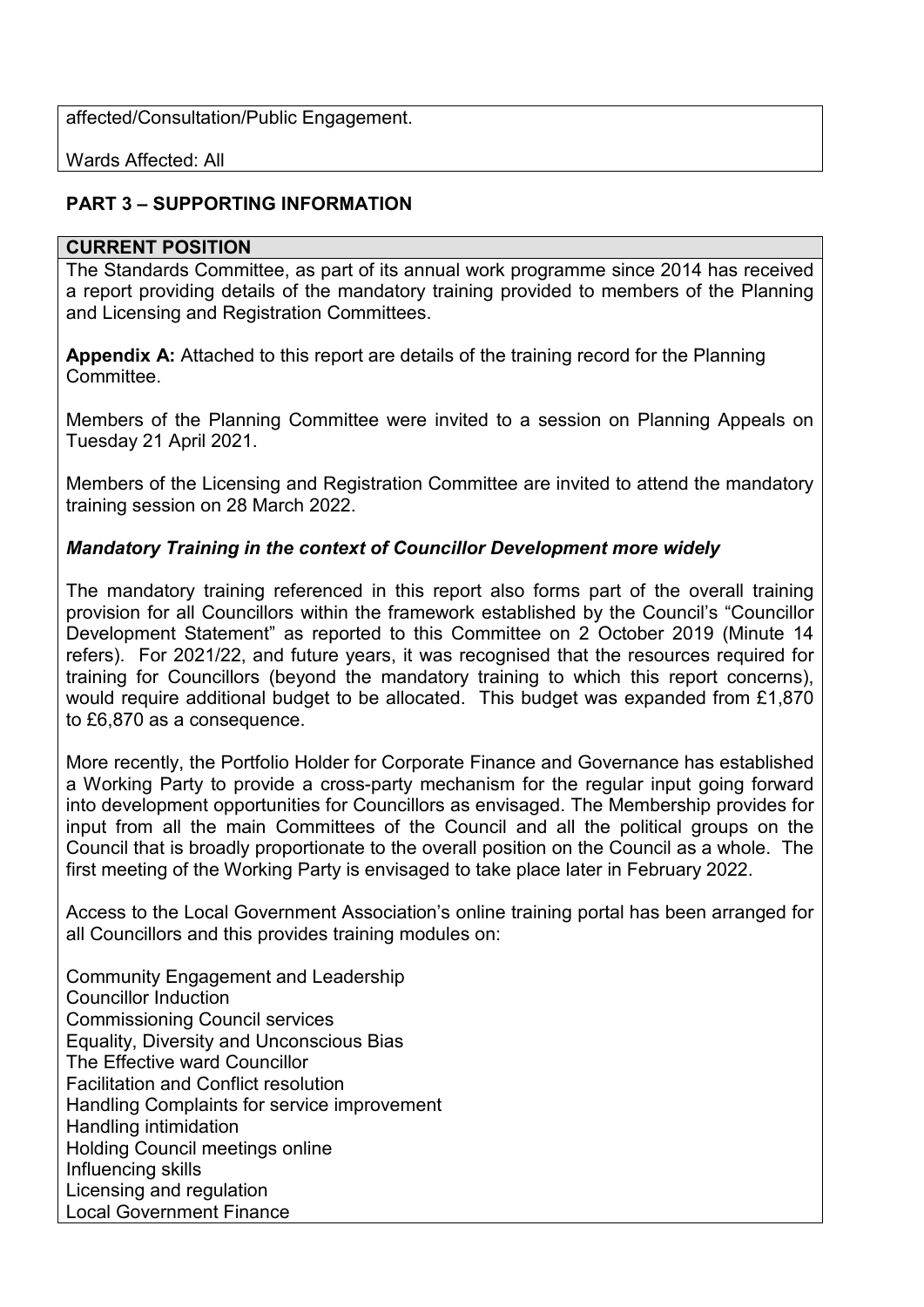affected/Consultation/Public Engagement.

Wards Affected: All

## PART 3 – SUPPORTING INFORMATION

**CURRENT POSITION**

The Standards Committee, as part of its annual work programme since 2014 has received a report providing details of the mandatory training provided to members of the Planning and Licensing and Registration Committees.

**Appendix A:** Attached to this report are details of the training record for the Planning Committee.

Members of the Planning Committee were invited to a session on Planning Appeals on Tuesday 21 April 2021.

Members of the Licensing and Registration Committee are invited to attend the mandatory training session on 28 March 2022.

***Mandatory Training in the context of Councillor Development more widely***

The mandatory training referenced in this report also forms part of the overall training provision for all Councillors within the framework established by the Council's "Councillor Development Statement" as reported to this Committee on 2 October 2019 (Minute 14 refers). For 2021/22, and future years, it was recognised that the resources required for training for Councillors (beyond the mandatory training to which this report concerns), would require additional budget to be allocated. This budget was expanded from £1,870 to £6,870 as a consequence.

More recently, the Portfolio Holder for Corporate Finance and Governance has established a Working Party to provide a cross-party mechanism for the regular input going forward into development opportunities for Councillors as envisaged. The Membership provides for input from all the main Committees of the Council and all the political groups on the Council that is broadly proportionate to the overall position on the Council as a whole. The first meeting of the Working Party is envisaged to take place later in February 2022.

Access to the Local Government Association's online training portal has been arranged for all Councillors and this provides training modules on:

Community Engagement and Leadership
Councillor Induction
Commissioning Council services
Equality, Diversity and Unconscious Bias
The Effective ward Councillor
Facilitation and Conflict resolution
Handling Complaints for service improvement
Handling intimidation
Holding Council meetings online
Influencing skills
Licensing and regulation
Local Government Finance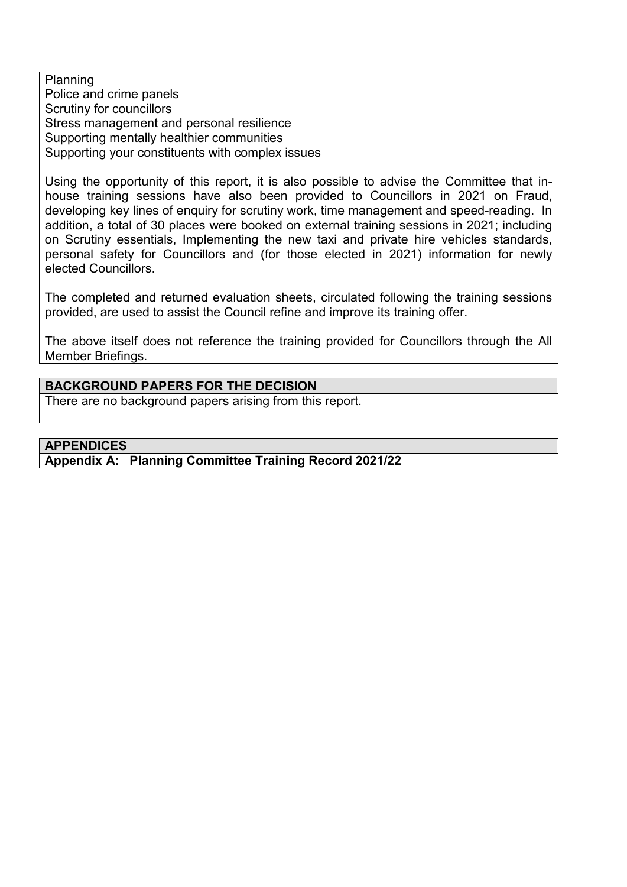Planning
Police and crime panels
Scrutiny for councillors
Stress management and personal resilience
Supporting mentally healthier communities
Supporting your constituents with complex issues

Using the opportunity of this report, it is also possible to advise the Committee that in-house training sessions have also been provided to Councillors in 2021 on Fraud, developing key lines of enquiry for scrutiny work, time management and speed-reading. In addition, a total of 30 places were booked on external training sessions in 2021; including on Scrutiny essentials, Implementing the new taxi and private hire vehicles standards, personal safety for Councillors and (for those elected in 2021) information for newly elected Councillors.

The completed and returned evaluation sheets, circulated following the training sessions provided, are used to assist the Council refine and improve its training offer.

The above itself does not reference the training provided for Councillors through the All Member Briefings.

**BACKGROUND PAPERS FOR THE DECISION**

There are no background papers arising from this report.

**APPENDICES**

**Appendix A: Planning Committee Training Record 2021/22**